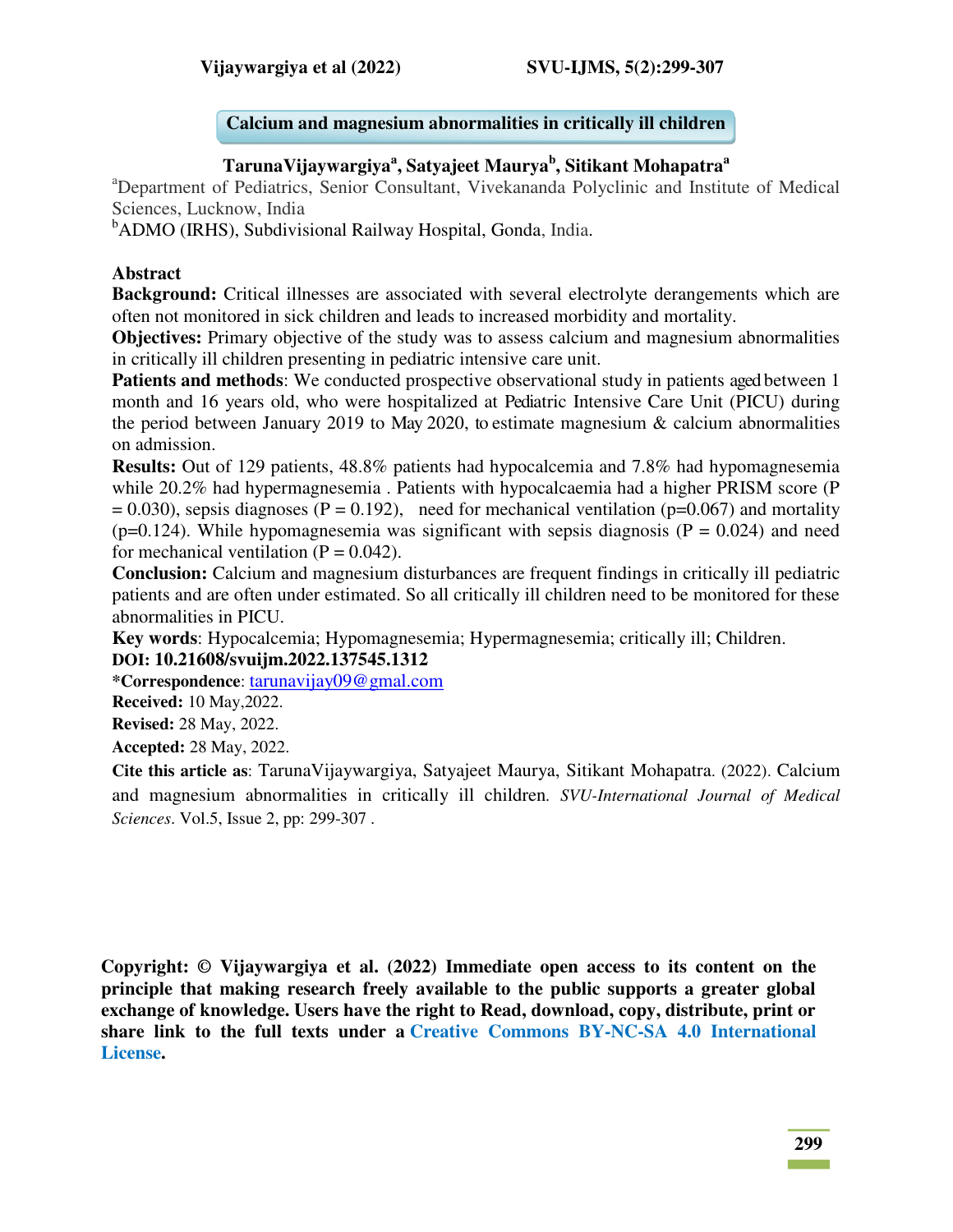# Calcium and magnesium abnormalities in critically ill children

**TarunaVijaywargiya[a], Satyajeet Maurya[b], Sitikant Mohapatra[a]**

[a]Department of Pediatrics, Senior Consultant, Vivekananda Polyclinic and Institute of Medical Sciences, Lucknow, India

[b]ADMO (IRHS), Subdivisional Railway Hospital, Gonda, India.

## Abstract

**Background:** Critical illnesses are associated with several electrolyte derangements which are often not monitored in sick children and leads to increased morbidity and mortality.

**Objectives:** Primary objective of the study was to assess calcium and magnesium abnormalities in critically ill children presenting in pediatric intensive care unit.

**Patients and methods**: We conducted prospective observational study in patients aged between 1 month and 16 years old, who were hospitalized at Pediatric Intensive Care Unit (PICU) during the period between January 2019 to May 2020, to estimate magnesium & calcium abnormalities on admission.

**Results:** Out of 129 patients, 48.8% patients had hypocalcemia and 7.8% had hypomagnesemia while 20.2% had hypermagnesemia . Patients with hypocalcaemia had a higher PRISM score ($P = 0.030$), sepsis diagnoses ($P = 0.192$), need for mechanical ventilation ($p=0.067$) and mortality ($p=0.124$). While hypomagnesemia was significant with sepsis diagnosis ($P = 0.024$) and need for mechanical ventilation ($P = 0.042$).

**Conclusion:** Calcium and magnesium disturbances are frequent findings in critically ill pediatric patients and are often under estimated. So all critically ill children need to be monitored for these abnormalities in PICU.

**Key words**: Hypocalcemia; Hypomagnesemia; Hypermagnesemia; critically ill; Children.

**DOI: 10.21608/svuijm.2022.137545.1312**

***Correspondence**: tarunavijay09@gmal.com

**Received:** 10 May,2022.

**Revised:** 28 May, 2022.

**Accepted:** 28 May, 2022.

**Cite this article as**: TarunaVijaywargiya, Satyajeet Maurya, Sitikant Mohapatra. (2022). Calcium and magnesium abnormalities in critically ill children. *SVU-International Journal of Medical Sciences*. Vol.5, Issue 2, pp: 299-307 .

**Copyright: © Vijaywargiya et al. (2022) Immediate open access to its content on the principle that making research freely available to the public supports a greater global exchange of knowledge. Users have the right to Read, download, copy, distribute, print or share link to the full texts under a Creative Commons BY-NC-SA 4.0 International License.**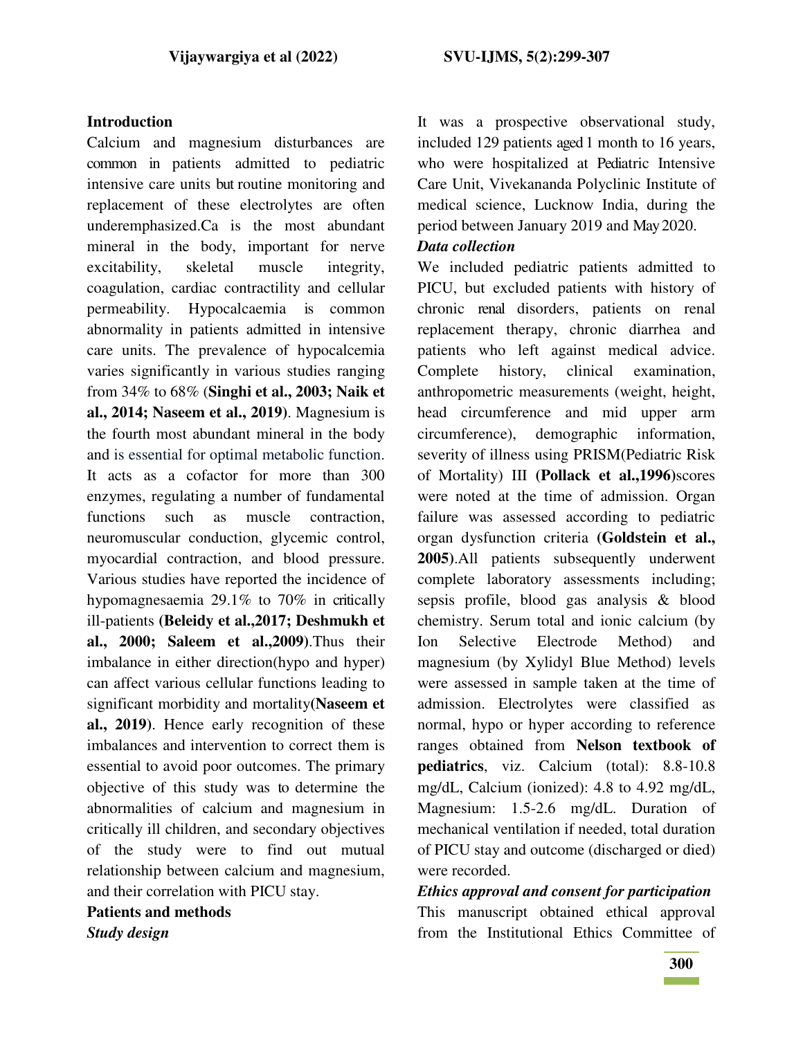## Introduction

Calcium and magnesium disturbances are common in patients admitted to pediatric intensive care units but routine monitoring and replacement of these electrolytes are often underemphasized.Ca is the most abundant mineral in the body, important for nerve excitability, skeletal muscle integrity, coagulation, cardiac contractility and cellular permeability. Hypocalcaemia is common abnormality in patients admitted in intensive care units. The prevalence of hypocalcemia varies significantly in various studies ranging from 34% to 68% (**Singhi et al., 2003; Naik et al., 2014; Naseem et al., 2019**). Magnesium is the fourth most abundant mineral in the body and is essential for optimal metabolic function. It acts as a cofactor for more than 300 enzymes, regulating a number of fundamental functions such as muscle contraction, neuromuscular conduction, glycemic control, myocardial contraction, and blood pressure. Various studies have reported the incidence of hypomagnesaemia 29.1% to 70% in critically ill-patients **(Beleidy et al.,2017; Deshmukh et al., 2000; Saleem et al.,2009)**.Thus their imbalance in either direction(hypo and hyper) can affect various cellular functions leading to significant morbidity and mortality**(Naseem et al., 2019)**. Hence early recognition of these imbalances and intervention to correct them is essential to avoid poor outcomes. The primary objective of this study was to determine the abnormalities of calcium and magnesium in critically ill children, and secondary objectives of the study were to find out mutual relationship between calcium and magnesium, and their correlation with PICU stay.

## Patients and methods

### *Study design*

It was a prospective observational study, included 129 patients aged 1 month to 16 years, who were hospitalized at Pediatric Intensive Care Unit, Vivekananda Polyclinic Institute of medical science, Lucknow India, during the period between January 2019 and May 2020.

### *Data collection*

We included pediatric patients admitted to PICU, but excluded patients with history of chronic renal disorders, patients on renal replacement therapy, chronic diarrhea and patients who left against medical advice. Complete history, clinical examination, anthropometric measurements (weight, height, head circumference and mid upper arm circumference), demographic information, severity of illness using PRISM(Pediatric Risk of Mortality) III **(Pollack et al.,1996)**scores were noted at the time of admission. Organ failure was assessed according to pediatric organ dysfunction criteria **(Goldstein et al., 2005)**.All patients subsequently underwent complete laboratory assessments including; sepsis profile, blood gas analysis & blood chemistry. Serum total and ionic calcium (by Ion Selective Electrode Method) and magnesium (by Xylidyl Blue Method) levels were assessed in sample taken at the time of admission. Electrolytes were classified as normal, hypo or hyper according to reference ranges obtained from **Nelson textbook of pediatrics**, viz. Calcium (total): 8.8-10.8 mg/dL, Calcium (ionized): 4.8 to 4.92 mg/dL, Magnesium: 1.5-2.6 mg/dL. Duration of mechanical ventilation if needed, total duration of PICU stay and outcome (discharged or died) were recorded.

### *Ethics approval and consent for participation*

This manuscript obtained ethical approval from the Institutional Ethics Committee of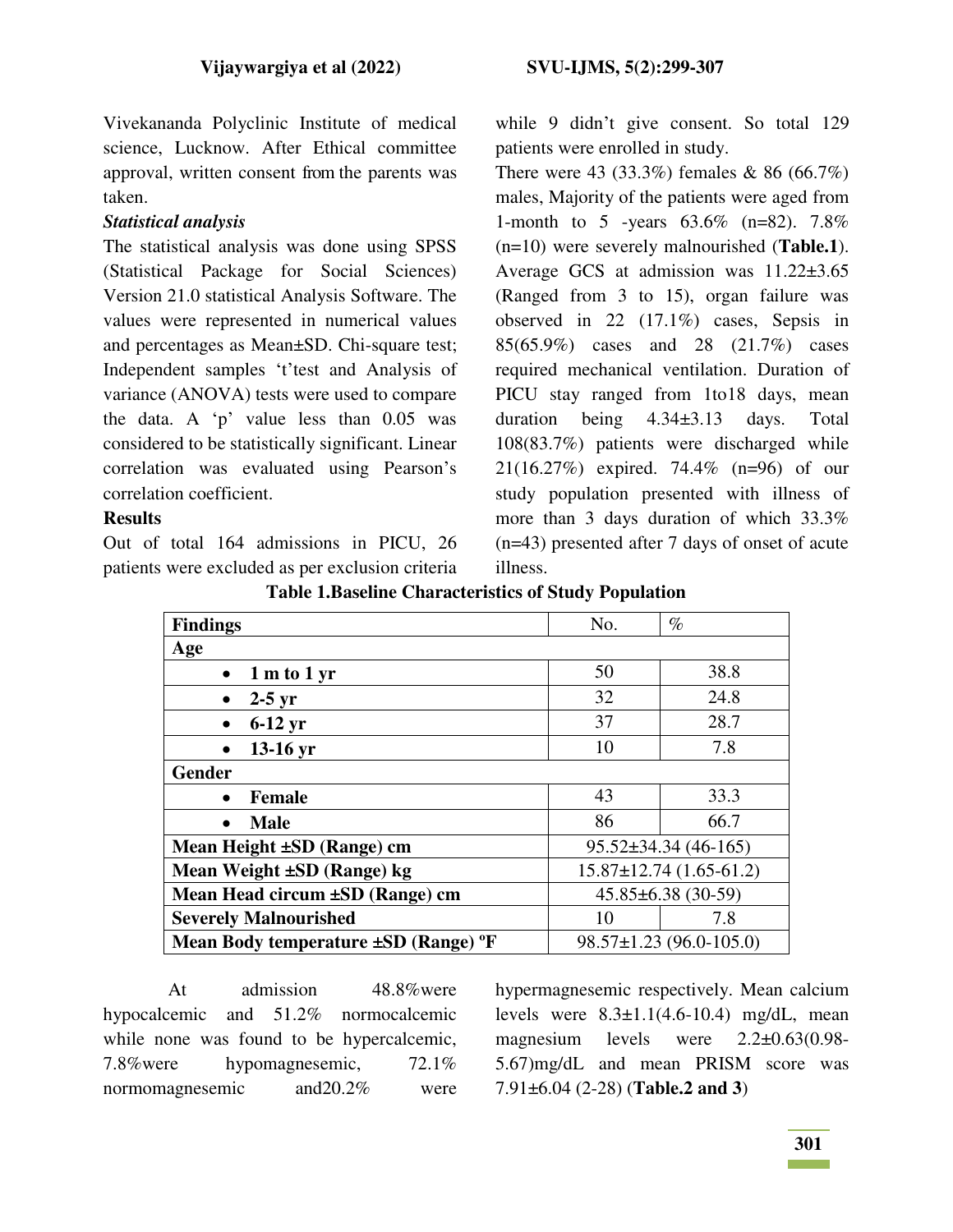Vivekananda Polyclinic Institute of medical science, Lucknow. After Ethical committee approval, written consent from the parents was taken.

***Statistical analysis***

The statistical analysis was done using SPSS (Statistical Package for Social Sciences) Version 21.0 statistical Analysis Software. The values were represented in numerical values and percentages as Mean±SD. Chi-square test; Independent samples 't'test and Analysis of variance (ANOVA) tests were used to compare the data. A 'p' value less than 0.05 was considered to be statistically significant. Linear correlation was evaluated using Pearson's correlation coefficient.

**Results**

Out of total 164 admissions in PICU, 26 patients were excluded as per exclusion criteria while 9 didn't give consent. So total 129 patients were enrolled in study.

There were 43 (33.3%) females & 86 (66.7%) males, Majority of the patients were aged from 1-month to 5 -years 63.6% (n=82). 7.8% (n=10) were severely malnourished (**Table.1**). Average GCS at admission was 11.22±3.65 (Ranged from 3 to 15), organ failure was observed in 22 (17.1%) cases, Sepsis in 85(65.9%) cases and 28 (21.7%) cases required mechanical ventilation. Duration of PICU stay ranged from 1to18 days, mean duration being 4.34±3.13 days. Total 108(83.7%) patients were discharged while 21(16.27%) expired. 74.4% (n=96) of our study population presented with illness of more than 3 days duration of which 33.3% (n=43) presented after 7 days of onset of acute illness.

**Table 1.Baseline Characteristics of Study Population**

| Findings | No. | % |
|---|---|---|
| **Age** | | |
| • **1 m to 1 yr** | 50 | 38.8 |
| • **2-5 yr** | 32 | 24.8 |
| • **6-12 yr** | 37 | 28.7 |
| • **13-16 yr** | 10 | 7.8 |
| **Gender** | | |
| • **Female** | 43 | 33.3 |
| • **Male** | 86 | 66.7 |
| **Mean Height ±SD (Range) cm** | 95.52±34.34 (46-165) | |
| **Mean Weight ±SD (Range) kg** | 15.87±12.74 (1.65-61.2) | |
| **Mean Head circum ±SD (Range) cm** | 45.85±6.38 (30-59) | |
| **Severely Malnourished** | 10 | 7.8 |
| **Mean Body temperature ±SD (Range) ºF** | 98.57±1.23 (96.0-105.0) | |

At admission 48.8%were hypocalcemic and 51.2% normocalcemic while none was found to be hypercalcemic, 7.8%were hypomagnesemic, 72.1% normomagnesemic and20.2% were hypermagnesemic respectively. Mean calcium levels were 8.3±1.1(4.6-10.4) mg/dL, mean magnesium levels were 2.2±0.63(0.98-5.67)mg/dL and mean PRISM score was 7.91±6.04 (2-28) (**Table.2 and 3**)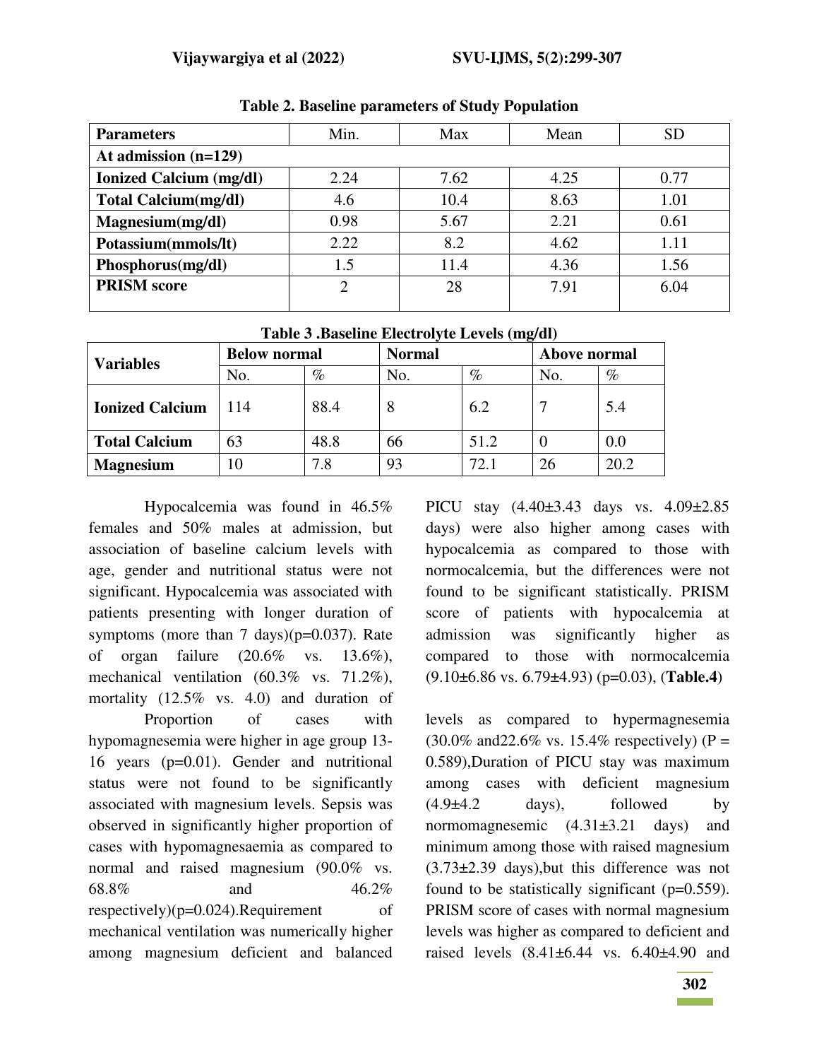**Table 2. Baseline parameters of Study Population**

| Parameters | Min. | Max | Mean | SD |
|---|---|---|---|---|
| **At admission (n=129)** | | | | |
| **Ionized Calcium (mg/dl)** | 2.24 | 7.62 | 4.25 | 0.77 |
| **Total Calcium(mg/dl)** | 4.6 | 10.4 | 8.63 | 1.01 |
| **Magnesium(mg/dl)** | 0.98 | 5.67 | 2.21 | 0.61 |
| **Potassium(mmols/lt)** | 2.22 | 8.2 | 4.62 | 1.11 |
| **Phosphorus(mg/dl)** | 1.5 | 11.4 | 4.36 | 1.56 |
| **PRISM score** | 2 | 28 | 7.91 | 6.04 |

**Table 3 .Baseline Electrolyte Levels (mg/dl)**

| **Variables** | **Below normal** | | **Normal** | | **Above normal** | |
|---|---|---|---|---|---|---|
| | No. | % | No. | % | No. | % |
| **Ionized Calcium** | 114 | 88.4 | 8 | 6.2 | 7 | 5.4 |
| **Total Calcium** | 63 | 48.8 | 66 | 51.2 | 0 | 0.0 |
| **Magnesium** | 10 | 7.8 | 93 | 72.1 | 26 | 20.2 |

Hypocalcemia was found in 46.5% females and 50% males at admission, but association of baseline calcium levels with age, gender and nutritional status were not significant. Hypocalcemia was associated with patients presenting with longer duration of symptoms (more than 7 days)(p=0.037). Rate of organ failure (20.6% vs. 13.6%), mechanical ventilation (60.3% vs. 71.2%), mortality (12.5% vs. 4.0) and duration of PICU stay (4.40±3.43 days vs. 4.09±2.85 days) were also higher among cases with hypocalcemia as compared to those with normocalcemia, but the differences were not found to be significant statistically. PRISM score of patients with hypocalcemia at admission was significantly higher as compared to those with normocalcemia (9.10±6.86 vs. 6.79±4.93) (p=0.03), (**Table.4**)

Proportion of cases with hypomagnesemia were higher in age group 13-16 years (p=0.01). Gender and nutritional status were not found to be significantly associated with magnesium levels. Sepsis was observed in significantly higher proportion of cases with hypomagnesaemia as compared to normal and raised magnesium (90.0% vs. 68.8% and 46.2% respectively)(p=0.024).Requirement of mechanical ventilation was numerically higher among magnesium deficient and balanced levels as compared to hypermagnesemia (30.0% and22.6% vs. 15.4% respectively) (P = 0.589),Duration of PICU stay was maximum among cases with deficient magnesium (4.9±4.2 days), followed by normomagnesemic (4.31±3.21 days) and minimum among those with raised magnesium (3.73±2.39 days),but this difference was not found to be statistically significant (p=0.559). PRISM score of cases with normal magnesium levels was higher as compared to deficient and raised levels (8.41±6.44 vs. 6.40±4.90 and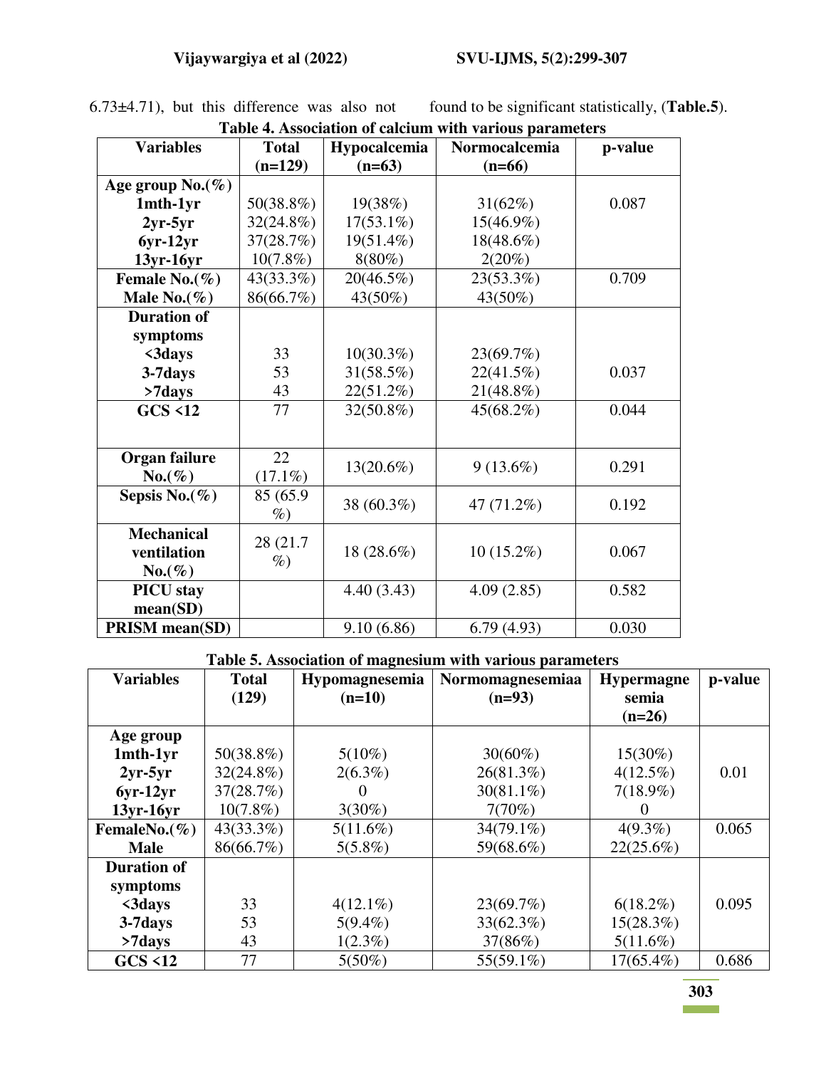6.73±4.71), but this difference was also not found to be significant statistically, (**Table.5**).

**Table 4. Association of calcium with various parameters**

| Variables | Total (n=129) | Hypocalcemia (n=63) | Normocalcemia (n=66) | p-value |
|---|---|---|---|---|
| **Age group No.(%)** | | | | |
| **1mth-1yr** | 50(38.8%) | 19(38%) | 31(62%) | 0.087 |
| **2yr-5yr** | 32(24.8%) | 17(53.1%) | 15(46.9%) | |
| **6yr-12yr** | 37(28.7%) | 19(51.4%) | 18(48.6%) | |
| **13yr-16yr** | 10(7.8%) | 8(80%) | 2(20%) | |
| **Female No.(%)** | 43(33.3%) | 20(46.5%) | 23(53.3%) | 0.709 |
| **Male No.(%)** | 86(66.7%) | 43(50%) | 43(50%) | |
| **Duration of symptoms** | | | | |
| **<3days** | 33 | 10(30.3%) | 23(69.7%) | |
| **3-7days** | 53 | 31(58.5%) | 22(41.5%) | 0.037 |
| **>7days** | 43 | 22(51.2%) | 21(48.8%) | |
| **GCS <12** | 77 | 32(50.8%) | 45(68.2%) | 0.044 |
| **Organ failure No.(%)** | 22 (17.1%) | 13(20.6%) | 9 (13.6%) | 0.291 |
| **Sepsis No.(%)** | 85 (65.9 %) | 38 (60.3%) | 47 (71.2%) | 0.192 |
| **Mechanical ventilation No.(%)** | 28 (21.7 %) | 18 (28.6%) | 10 (15.2%) | 0.067 |
| **PICU stay mean(SD)** | | 4.40 (3.43) | 4.09 (2.85) | 0.582 |
| **PRISM mean(SD)** | | 9.10 (6.86) | 6.79 (4.93) | 0.030 |

**Table 5. Association of magnesium with various parameters**

| Variables | Total (129) | Hypomagnesemia (n=10) | Normomagnesemiaa (n=93) | Hypermagnesemia (n=26) | p-value |
|---|---|---|---|---|---|
| **Age group** | | | | | |
| **1mth-1yr** | 50(38.8%) | 5(10%) | 30(60%) | 15(30%) | |
| **2yr-5yr** | 32(24.8%) | 2(6.3%) | 26(81.3%) | 4(12.5%) | 0.01 |
| **6yr-12yr** | 37(28.7%) | 0 | 30(81.1%) | 7(18.9%) | |
| **13yr-16yr** | 10(7.8%) | 3(30%) | 7(70%) | 0 | |
| **FemaleNo.(%)** | 43(33.3%) | 5(11.6%) | 34(79.1%) | 4(9.3%) | 0.065 |
| **Male** | 86(66.7%) | 5(5.8%) | 59(68.6%) | 22(25.6%) | |
| **Duration of symptoms** | | | | | |
| **<3days** | 33 | 4(12.1%) | 23(69.7%) | 6(18.2%) | 0.095 |
| **3-7days** | 53 | 5(9.4%) | 33(62.3%) | 15(28.3%) | |
| **>7days** | 43 | 1(2.3%) | 37(86%) | 5(11.6%) | |
| **GCS <12** | 77 | 5(50%) | 55(59.1%) | 17(65.4%) | 0.686 |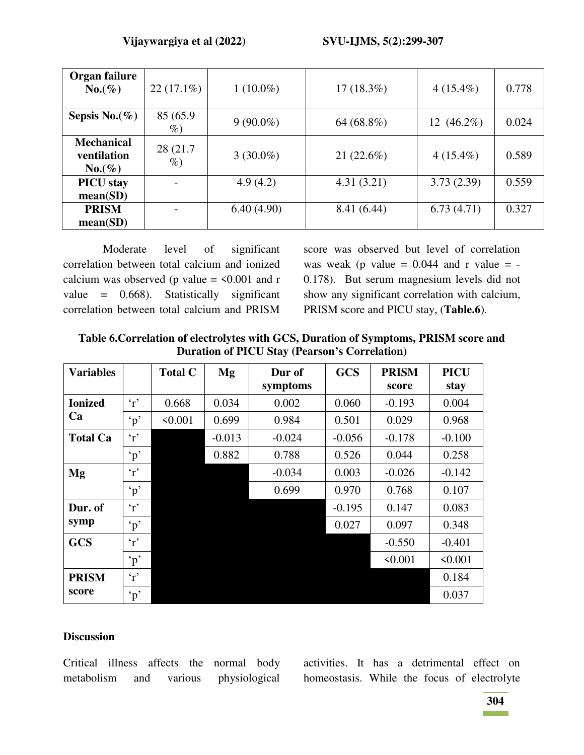| Organ failure No.(%) | 22 (17.1%) | 1 (10.0%) | 17 (18.3%) | 4 (15.4%) | 0.778 |
|---|---|---|---|---|---|
| Sepsis No.(%) | 85 (65.9 %) | 9 (90.0%) | 64 (68.8%) | 12 (46.2%) | 0.024 |
| Mechanical ventilation No.(%) | 28 (21.7 %) | 3 (30.0%) | 21 (22.6%) | 4 (15.4%) | 0.589 |
| PICU stay mean(SD) | - | 4.9 (4.2) | 4.31 (3.21) | 3.73 (2.39) | 0.559 |
| PRISM mean(SD) | - | 6.40 (4.90) | 8.41 (6.44) | 6.73 (4.71) | 0.327 |

Moderate level of significant correlation between total calcium and ionized calcium was observed (p value = <0.001 and r value = 0.668). Statistically significant correlation between total calcium and PRISM score was observed but level of correlation was weak (p value = 0.044 and r value = -0.178). But serum magnesium levels did not show any significant correlation with calcium, PRISM score and PICU stay, (**Table.6**).

**Table 6.Correlation of electrolytes with GCS, Duration of Symptoms, PRISM score and Duration of PICU Stay (Pearson's Correlation)**

| Variables | | Total C | Mg | Dur of symptoms | GCS | PRISM score | PICU stay |
|---|---|---|---|---|---|---|---|
| Ionized Ca | 'r' | 0.668 | 0.034 | 0.002 | 0.060 | -0.193 | 0.004 |
| | 'p' | <0.001 | 0.699 | 0.984 | 0.501 | 0.029 | 0.968 |
| Total Ca | 'r' | | -0.013 | -0.024 | -0.056 | -0.178 | -0.100 |
| | 'p' | | 0.882 | 0.788 | 0.526 | 0.044 | 0.258 |
| Mg | 'r' | | | -0.034 | 0.003 | -0.026 | -0.142 |
| | 'p' | | | 0.699 | 0.970 | 0.768 | 0.107 |
| Dur. of symp | 'r' | | | | -0.195 | 0.147 | 0.083 |
| | 'p' | | | | 0.027 | 0.097 | 0.348 |
| GCS | 'r' | | | | | -0.550 | -0.401 |
| | 'p' | | | | | <0.001 | <0.001 |
| PRISM score | 'r' | | | | | | 0.184 |
| | 'p' | | | | | | 0.037 |

## Discussion

Critical illness affects the normal body metabolism and various physiological activities. It has a detrimental effect on homeostasis. While the focus of electrolyte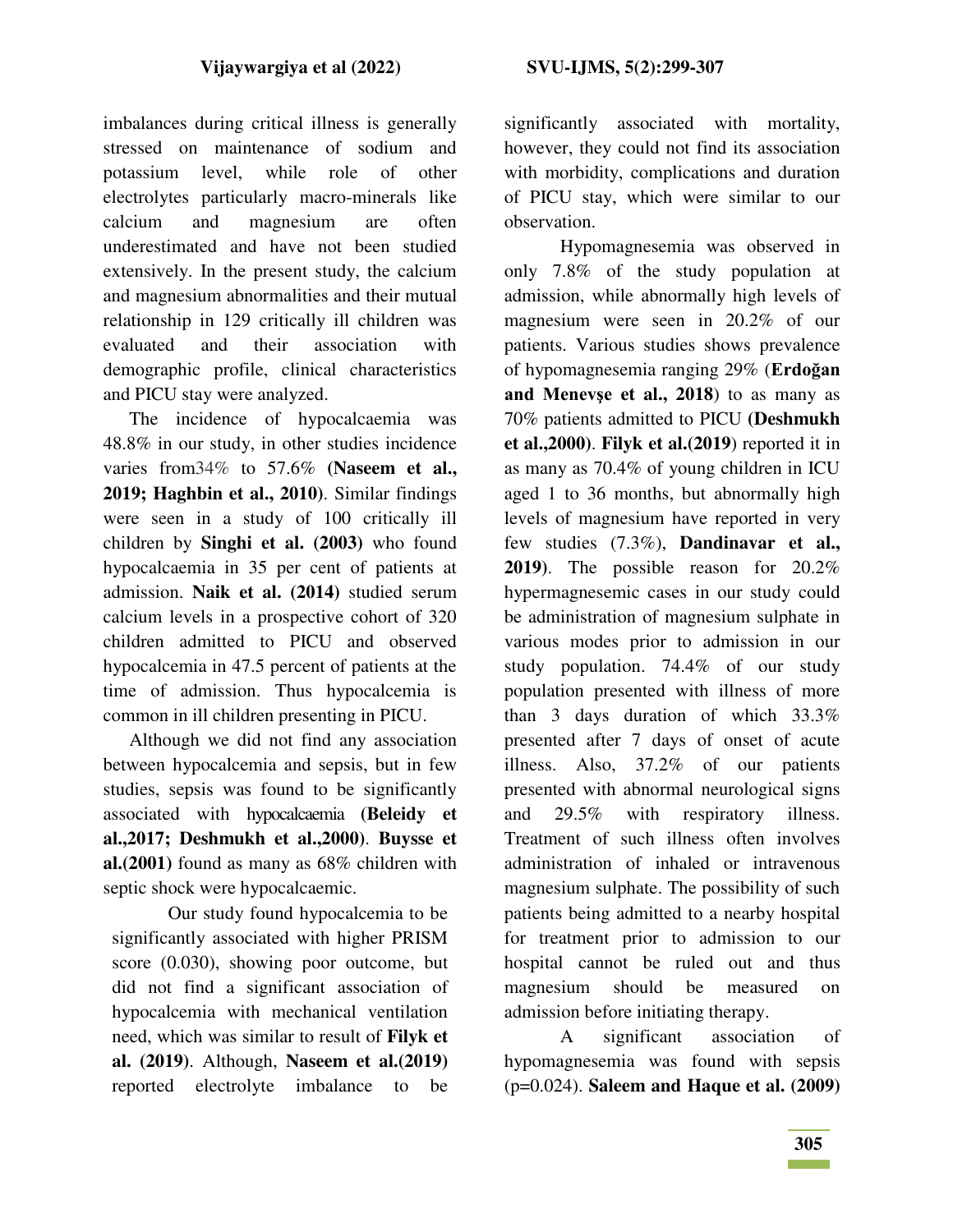imbalances during critical illness is generally stressed on maintenance of sodium and potassium level, while role of other electrolytes particularly macro-minerals like calcium and magnesium are often underestimated and have not been studied extensively. In the present study, the calcium and magnesium abnormalities and their mutual relationship in 129 critically ill children was evaluated and their association with demographic profile, clinical characteristics and PICU stay were analyzed.

The incidence of hypocalcaemia was 48.8% in our study, in other studies incidence varies from34% to 57.6% **(Naseem et al., 2019; Haghbin et al., 2010)**. Similar findings were seen in a study of 100 critically ill children by **Singhi et al. (2003)** who found hypocalcaemia in 35 per cent of patients at admission. **Naik et al. (2014)** studied serum calcium levels in a prospective cohort of 320 children admitted to PICU and observed hypocalcemia in 47.5 percent of patients at the time of admission. Thus hypocalcemia is common in ill children presenting in PICU.

Although we did not find any association between hypocalcemia and sepsis, but in few studies, sepsis was found to be significantly associated with hypocalcaemia **(Beleidy et al.,2017; Deshmukh et al.,2000)**. **Buysse et al.(2001)** found as many as 68% children with septic shock were hypocalcaemic.

Our study found hypocalcemia to be significantly associated with higher PRISM score (0.030), showing poor outcome, but did not find a significant association of hypocalcemia with mechanical ventilation need, which was similar to result of **Filyk et al. (2019)**. Although, **Naseem et al.(2019)** reported electrolyte imbalance to be significantly associated with mortality, however, they could not find its association with morbidity, complications and duration of PICU stay, which were similar to our observation.

Hypomagnesemia was observed in only 7.8% of the study population at admission, while abnormally high levels of magnesium were seen in 20.2% of our patients. Various studies shows prevalence of hypomagnesemia ranging 29% (**Erdoğan and Menevşe et al., 2018**) to as many as 70% patients admitted to PICU **(Deshmukh et al.,2000)**. **Filyk et al.(2019**) reported it in as many as 70.4% of young children in ICU aged 1 to 36 months, but abnormally high levels of magnesium have reported in very few studies (7.3%), **Dandinavar et al., 2019**). The possible reason for 20.2% hypermagnesemic cases in our study could be administration of magnesium sulphate in various modes prior to admission in our study population. 74.4% of our study population presented with illness of more than 3 days duration of which 33.3% presented after 7 days of onset of acute illness. Also, 37.2% of our patients presented with abnormal neurological signs and 29.5% with respiratory illness. Treatment of such illness often involves administration of inhaled or intravenous magnesium sulphate. The possibility of such patients being admitted to a nearby hospital for treatment prior to admission to our hospital cannot be ruled out and thus magnesium should be measured on admission before initiating therapy.

A significant association of hypomagnesemia was found with sepsis (p=0.024). **Saleem and Haque et al. (2009)**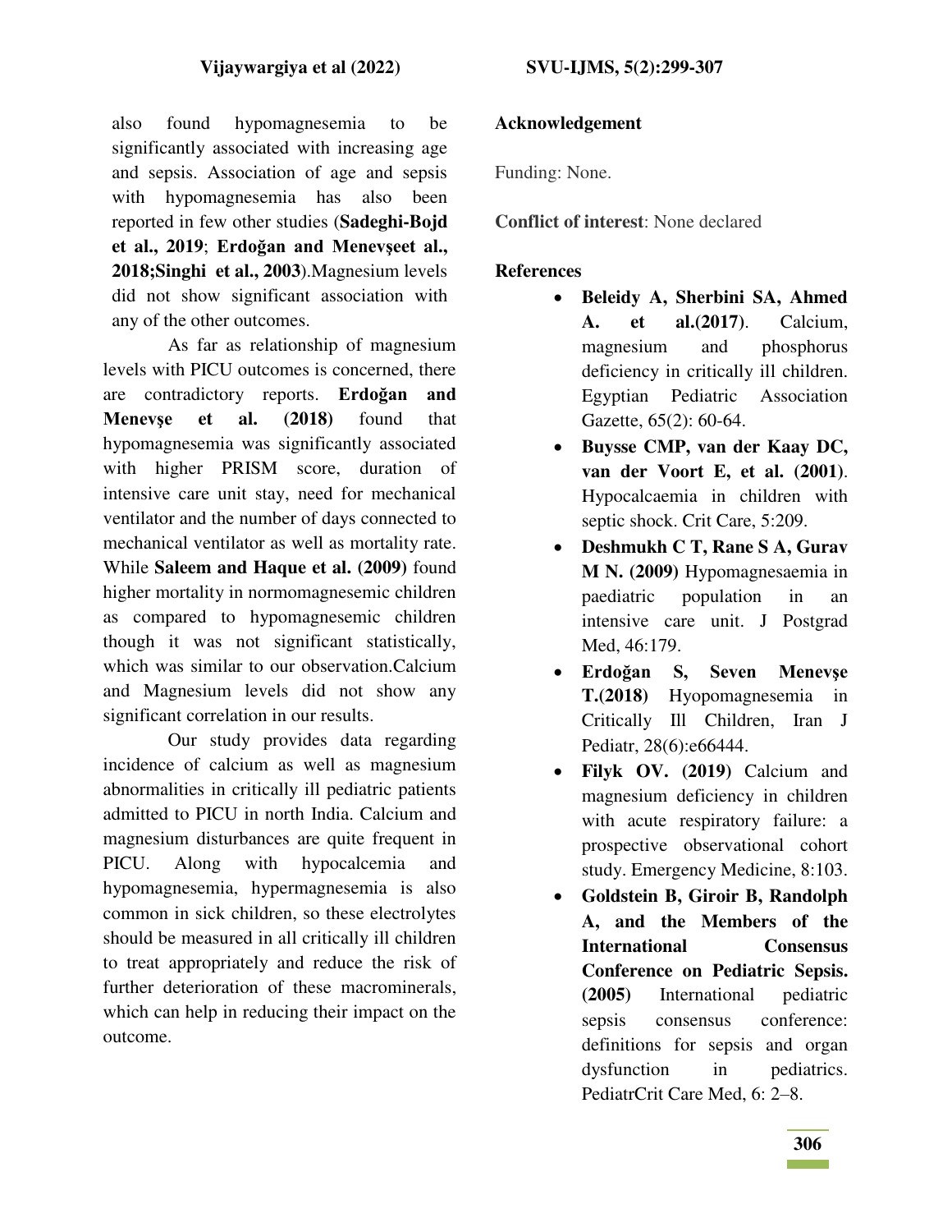also found hypomagnesemia to be significantly associated with increasing age and sepsis. Association of age and sepsis with hypomagnesemia has also been reported in few other studies (**Sadeghi-Bojd et al., 2019**; **Erdoğan and Menevşeet al., 2018;Singhi et al., 2003**).Magnesium levels did not show significant association with any of the other outcomes.

As far as relationship of magnesium levels with PICU outcomes is concerned, there are contradictory reports. **Erdoğan and Menevşe et al. (2018)** found that hypomagnesemia was significantly associated with higher PRISM score, duration of intensive care unit stay, need for mechanical ventilator and the number of days connected to mechanical ventilator as well as mortality rate. While **Saleem and Haque et al. (2009)** found higher mortality in normomagnesemic children as compared to hypomagnesemic children though it was not significant statistically, which was similar to our observation.Calcium and Magnesium levels did not show any significant correlation in our results.

Our study provides data regarding incidence of calcium as well as magnesium abnormalities in critically ill pediatric patients admitted to PICU in north India. Calcium and magnesium disturbances are quite frequent in PICU. Along with hypocalcemia and hypomagnesemia, hypermagnesemia is also common in sick children, so these electrolytes should be measured in all critically ill children to treat appropriately and reduce the risk of further deterioration of these macrominerals, which can help in reducing their impact on the outcome.

## Acknowledgement

Funding: None.

**Conflict of interest**: None declared

## References

- **Beleidy A, Sherbini SA, Ahmed A. et al.(2017)**. Calcium, magnesium and phosphorus deficiency in critically ill children. Egyptian Pediatric Association Gazette, 65(2): 60-64.
- **Buysse CMP, van der Kaay DC, van der Voort E, et al. (2001)**. Hypocalcaemia in children with septic shock. Crit Care, 5:209.
- **Deshmukh C T, Rane S A, Gurav M N. (2009)** Hypomagnesaemia in paediatric population in an intensive care unit. J Postgrad Med, 46:179.
- **Erdoğan S, Seven Menevşe T.(2018)** Hyopomagnesemia in Critically Ill Children, Iran J Pediatr, 28(6):e66444.
- **Filyk OV. (2019)** Calcium and magnesium deficiency in children with acute respiratory failure: a prospective observational cohort study. Emergency Medicine, 8:103.
- **Goldstein B, Giroir B, Randolph A, and the Members of the International Consensus Conference on Pediatric Sepsis. (2005)** International pediatric sepsis consensus conference: definitions for sepsis and organ dysfunction in pediatrics. PediatrCrit Care Med, 6: 2–8.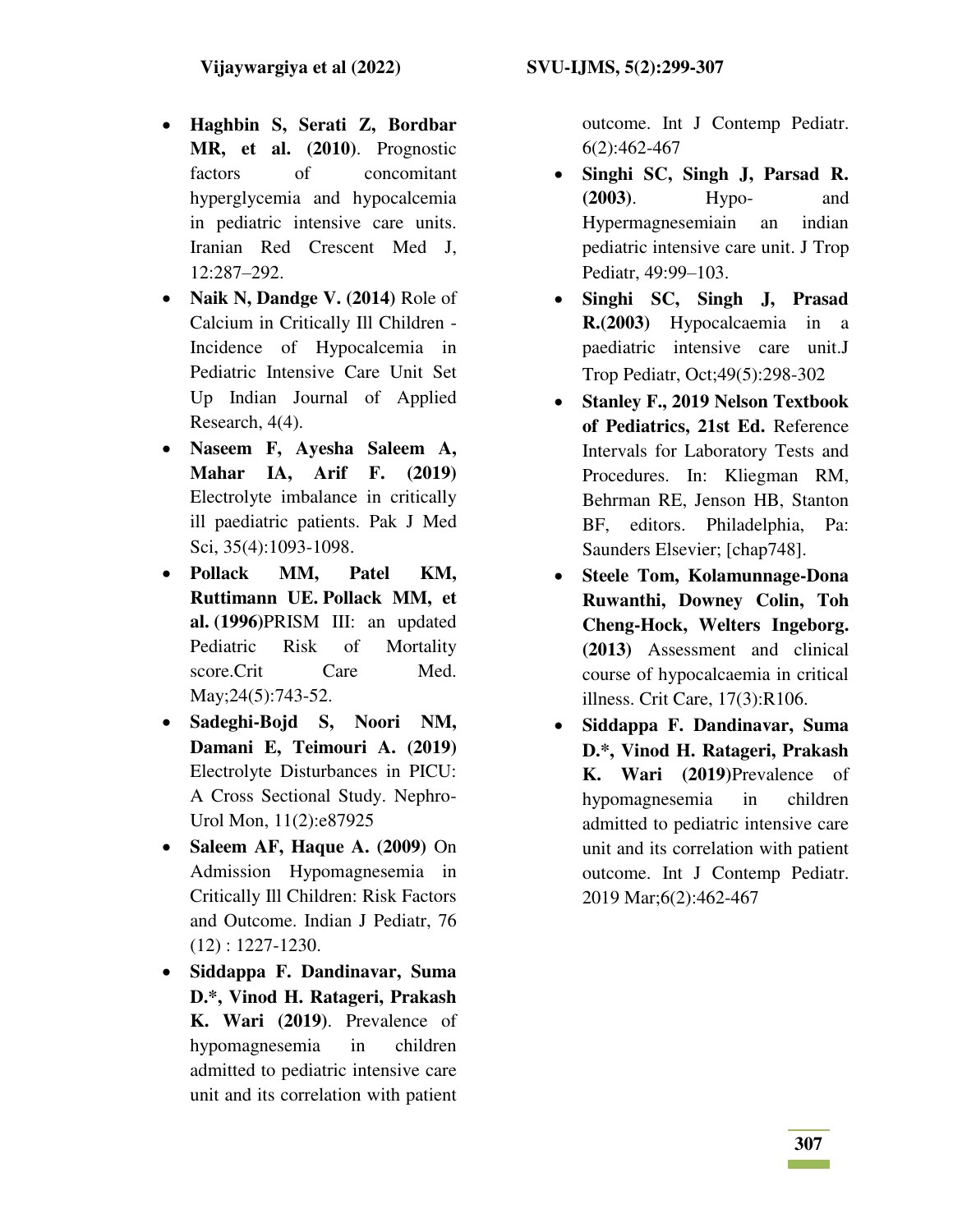- **Haghbin S, Serati Z, Bordbar MR, et al. (2010)**. Prognostic factors of concomitant hyperglycemia and hypocalcemia in pediatric intensive care units. Iranian Red Crescent Med J, 12:287–292.
- **Naik N, Dandge V. (2014)** Role of Calcium in Critically Ill Children - Incidence of Hypocalcemia in Pediatric Intensive Care Unit Set Up Indian Journal of Applied Research, 4(4).
- **Naseem F, Ayesha Saleem A, Mahar IA, Arif F. (2019)** Electrolyte imbalance in critically ill paediatric patients. Pak J Med Sci, 35(4):1093-1098.
- **Pollack MM, Patel KM, Ruttimann UE. Pollack MM, et al. (1996)**PRISM III: an updated Pediatric Risk of Mortality score.Crit Care Med. May;24(5):743-52.
- **Sadeghi-Bojd S, Noori NM, Damani E, Teimouri A. (2019)** Electrolyte Disturbances in PICU: A Cross Sectional Study. Nephro-Urol Mon, 11(2):e87925
- **Saleem AF, Haque A. (2009)** On Admission Hypomagnesemia in Critically Ill Children: Risk Factors and Outcome. Indian J Pediatr, 76 (12) : 1227-1230.
- **Siddappa F. Dandinavar, Suma D.*, Vinod H. Ratageri, Prakash K. Wari (2019)**. Prevalence of hypomagnesemia in children admitted to pediatric intensive care unit and its correlation with patient outcome. Int J Contemp Pediatr. 6(2):462-467
- **Singhi SC, Singh J, Parsad R. (2003)**. Hypo- and Hypermagnesemiain an indian pediatric intensive care unit. J Trop Pediatr, 49:99–103.
- **Singhi SC, Singh J, Prasad R.(2003)** Hypocalcaemia in a paediatric intensive care unit.J Trop Pediatr, Oct;49(5):298-302
- **Stanley F., 2019 Nelson Textbook of Pediatrics, 21st Ed.** Reference Intervals for Laboratory Tests and Procedures. In: Kliegman RM, Behrman RE, Jenson HB, Stanton BF, editors. Philadelphia, Pa: Saunders Elsevier; [chap748].
- **Steele Tom, Kolamunnage-Dona Ruwanthi, Downey Colin, Toh Cheng-Hock, Welters Ingeborg. (2013)** Assessment and clinical course of hypocalcaemia in critical illness. Crit Care, 17(3):R106.
- **Siddappa F. Dandinavar, Suma D.*, Vinod H. Ratageri, Prakash K. Wari (2019)**Prevalence of hypomagnesemia in children admitted to pediatric intensive care unit and its correlation with patient outcome. Int J Contemp Pediatr. 2019 Mar;6(2):462-467